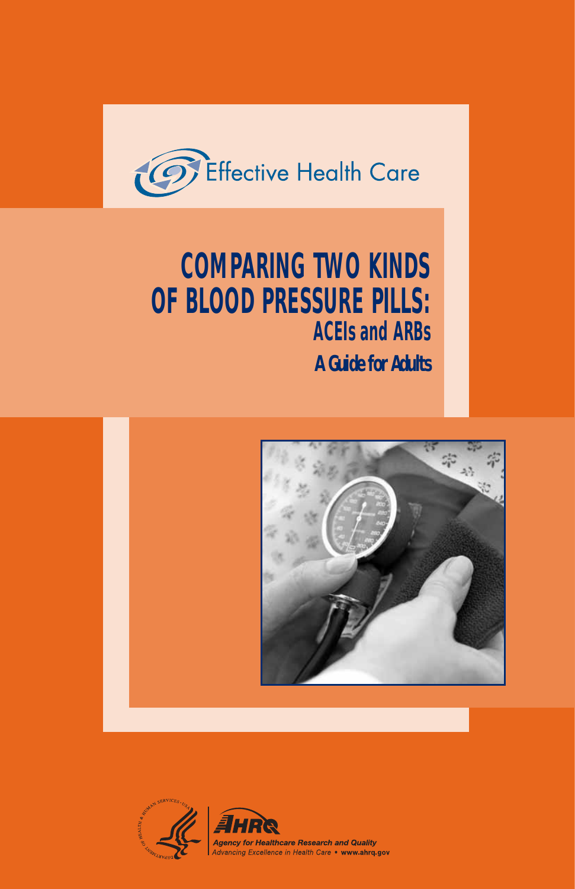Effective Health Care

# COMPARING TWO KINDS OF BLOOD PRESSURE PILLS:

## ACEIs and ARBs

### A Guide for Adults

Agency for Healthcare Research and Quality

*Advancing Excellence in Health Care* • **www.ahrq.gov**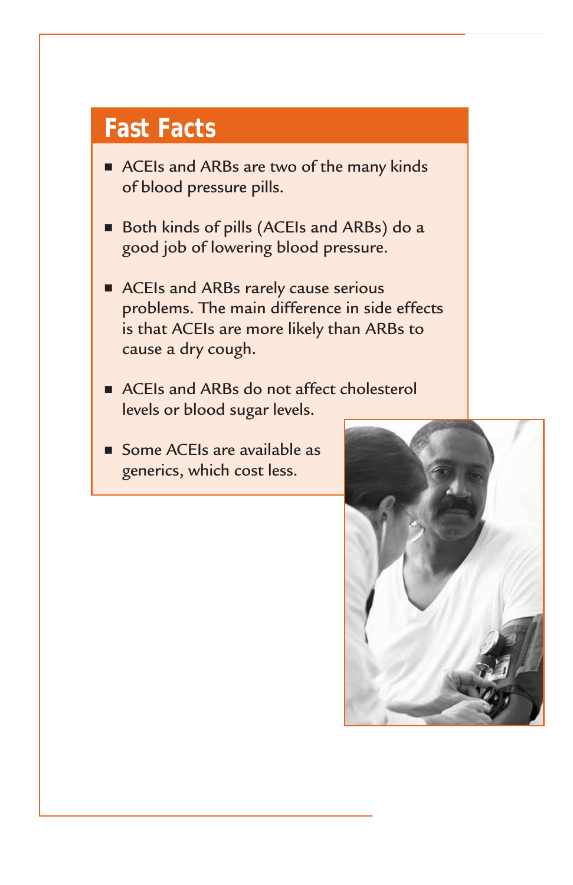## Fast Facts

- ACEIs and ARBs are two of the many kinds of blood pressure pills.
- Both kinds of pills (ACEIs and ARBs) do a good job of lowering blood pressure.
- ACEIs and ARBs rarely cause serious problems. The main difference in side effects is that ACEIs are more likely than ARBs to cause a dry cough.
- ACEIs and ARBs do not affect cholesterol levels or blood sugar levels.
- Some ACEIs are available as generics, which cost less.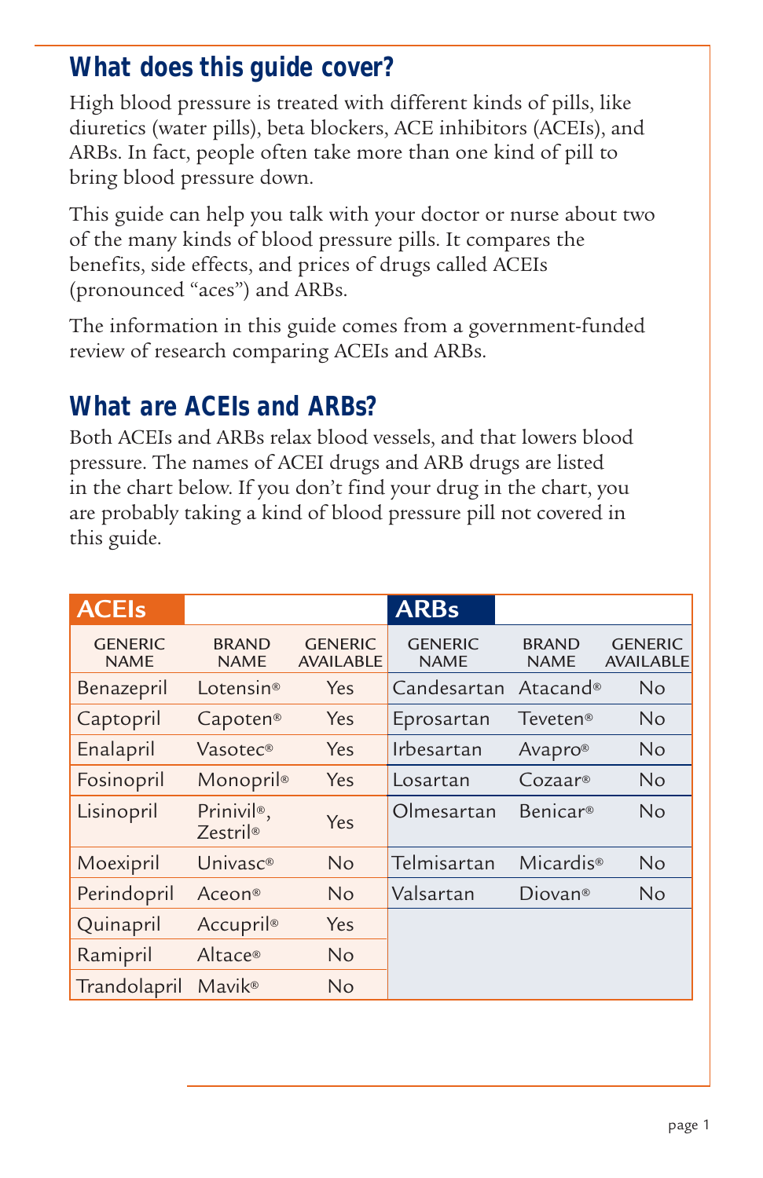## What does this guide cover?

High blood pressure is treated with different kinds of pills, like diuretics (water pills), beta blockers, ACE inhibitors (ACEIs), and ARBs. In fact, people often take more than one kind of pill to bring blood pressure down.

This guide can help you talk with your doctor or nurse about two of the many kinds of blood pressure pills. It compares the benefits, side effects, and prices of drugs called ACEIs (pronounced "aces") and ARBs.

The information in this guide comes from a government-funded review of research comparing ACEIs and ARBs.

## What are ACEIs and ARBs?

Both ACEIs and ARBs relax blood vessels, and that lowers blood pressure. The names of ACEI drugs and ARB drugs are listed in the chart below. If you don't find your drug in the chart, you are probably taking a kind of blood pressure pill not covered in this guide.

| ACEIs | | | ARBs | | |
|---|---|---|---|---|---|
| GENERIC NAME | BRAND NAME | GENERIC AVAILABLE | GENERIC NAME | BRAND NAME | GENERIC AVAILABLE |
| Benazepril | Lotensin® | Yes | Candesartan | Atacand® | No |
| Captopril | Capoten® | Yes | Eprosartan | Teveten® | No |
| Enalapril | Vasotec® | Yes | Irbesartan | Avapro® | No |
| Fosinopril | Monopril® | Yes | Losartan | Cozaar® | No |
| Lisinopril | Prinivil®, Zestril® | Yes | Olmesartan | Benicar® | No |
| Moexipril | Univasc® | No | Telmisartan | Micardis® | No |
| Perindopril | Aceon® | No | Valsartan | Diovan® | No |
| Quinapril | Accupril® | Yes | | | |
| Ramipril | Altace® | No | | | |
| Trandolapril | Mavik® | No | | | |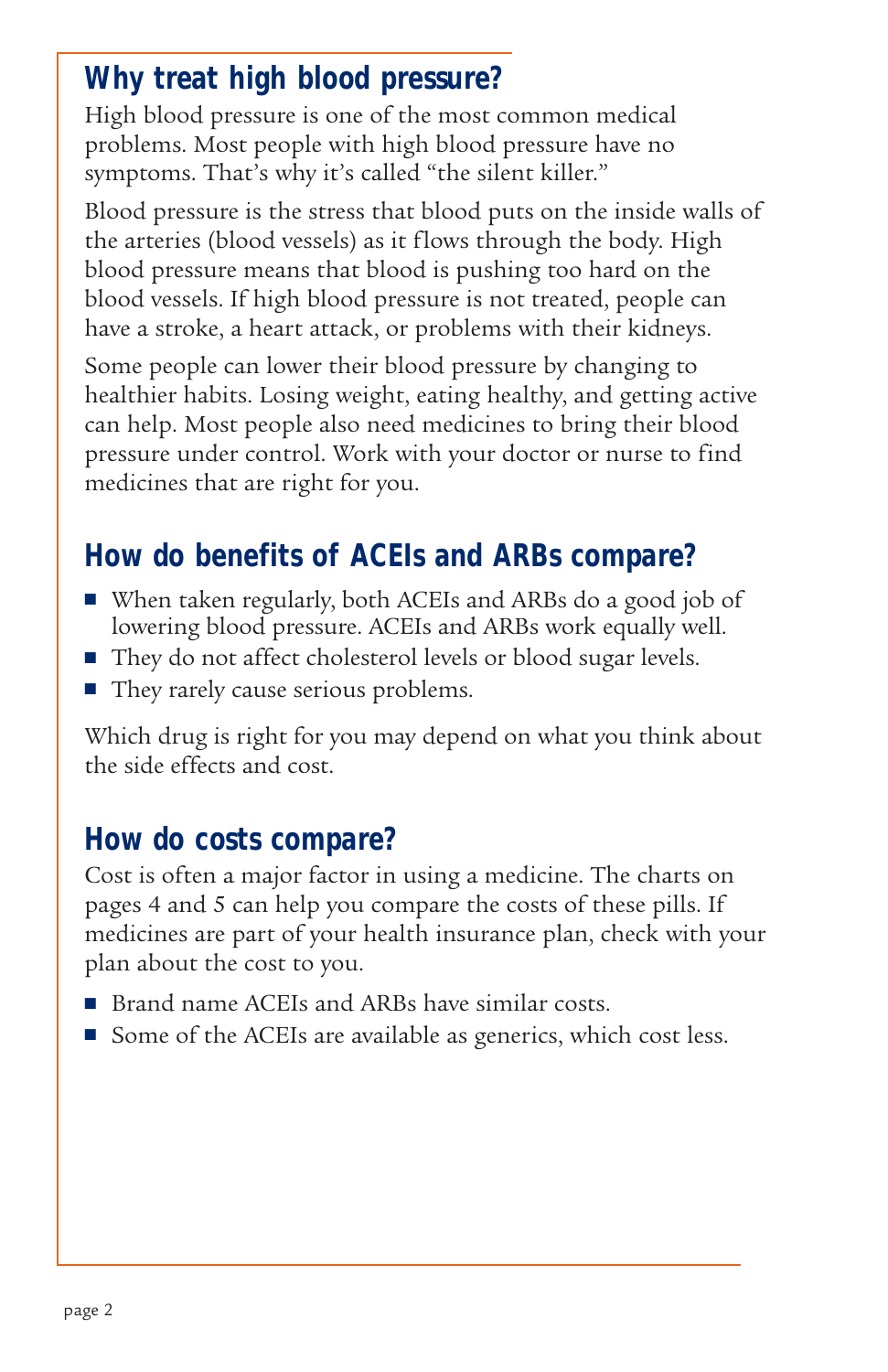## Why treat high blood pressure?

High blood pressure is one of the most common medical problems. Most people with high blood pressure have no symptoms. That's why it's called "the silent killer."

Blood pressure is the stress that blood puts on the inside walls of the arteries (blood vessels) as it flows through the body. High blood pressure means that blood is pushing too hard on the blood vessels. If high blood pressure is not treated, people can have a stroke, a heart attack, or problems with their kidneys.

Some people can lower their blood pressure by changing to healthier habits. Losing weight, eating healthy, and getting active can help. Most people also need medicines to bring their blood pressure under control. Work with your doctor or nurse to find medicines that are right for you.

## How do benefits of ACEIs and ARBs compare?

- When taken regularly, both ACEIs and ARBs do a good job of lowering blood pressure. ACEIs and ARBs work equally well.
- They do not affect cholesterol levels or blood sugar levels.
- They rarely cause serious problems.

Which drug is right for you may depend on what you think about the side effects and cost.

## How do costs compare?

Cost is often a major factor in using a medicine. The charts on pages 4 and 5 can help you compare the costs of these pills. If medicines are part of your health insurance plan, check with your plan about the cost to you.

- Brand name ACEIs and ARBs have similar costs.
- Some of the ACEIs are available as generics, which cost less.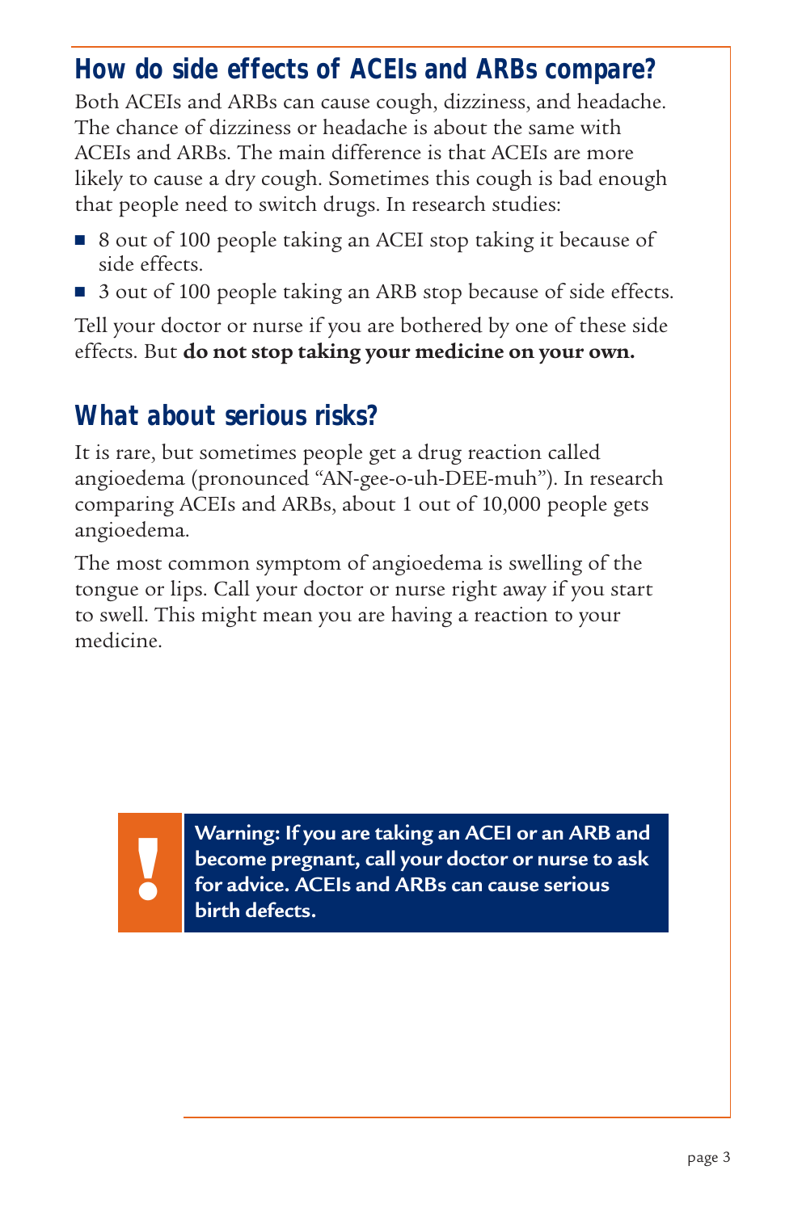## How do side effects of ACEIs and ARBs compare?

Both ACEIs and ARBs can cause cough, dizziness, and headache. The chance of dizziness or headache is about the same with ACEIs and ARBs. The main difference is that ACEIs are more likely to cause a dry cough. Sometimes this cough is bad enough that people need to switch drugs. In research studies:

- 8 out of 100 people taking an ACEI stop taking it because of side effects.
- 3 out of 100 people taking an ARB stop because of side effects.

Tell your doctor or nurse if you are bothered by one of these side effects. But **do not stop taking your medicine on your own.**

## What about serious risks?

It is rare, but sometimes people get a drug reaction called angioedema (pronounced "AN-gee-o-uh-DEE-muh"). In research comparing ACEIs and ARBs, about 1 out of 10,000 people gets angioedema.

The most common symptom of angioedema is swelling of the tongue or lips. Call your doctor or nurse right away if you start to swell. This might mean you are having a reaction to your medicine.

**!** **Warning: If you are taking an ACEI or an ARB and become pregnant, call your doctor or nurse to ask for advice. ACEIs and ARBs can cause serious birth defects.**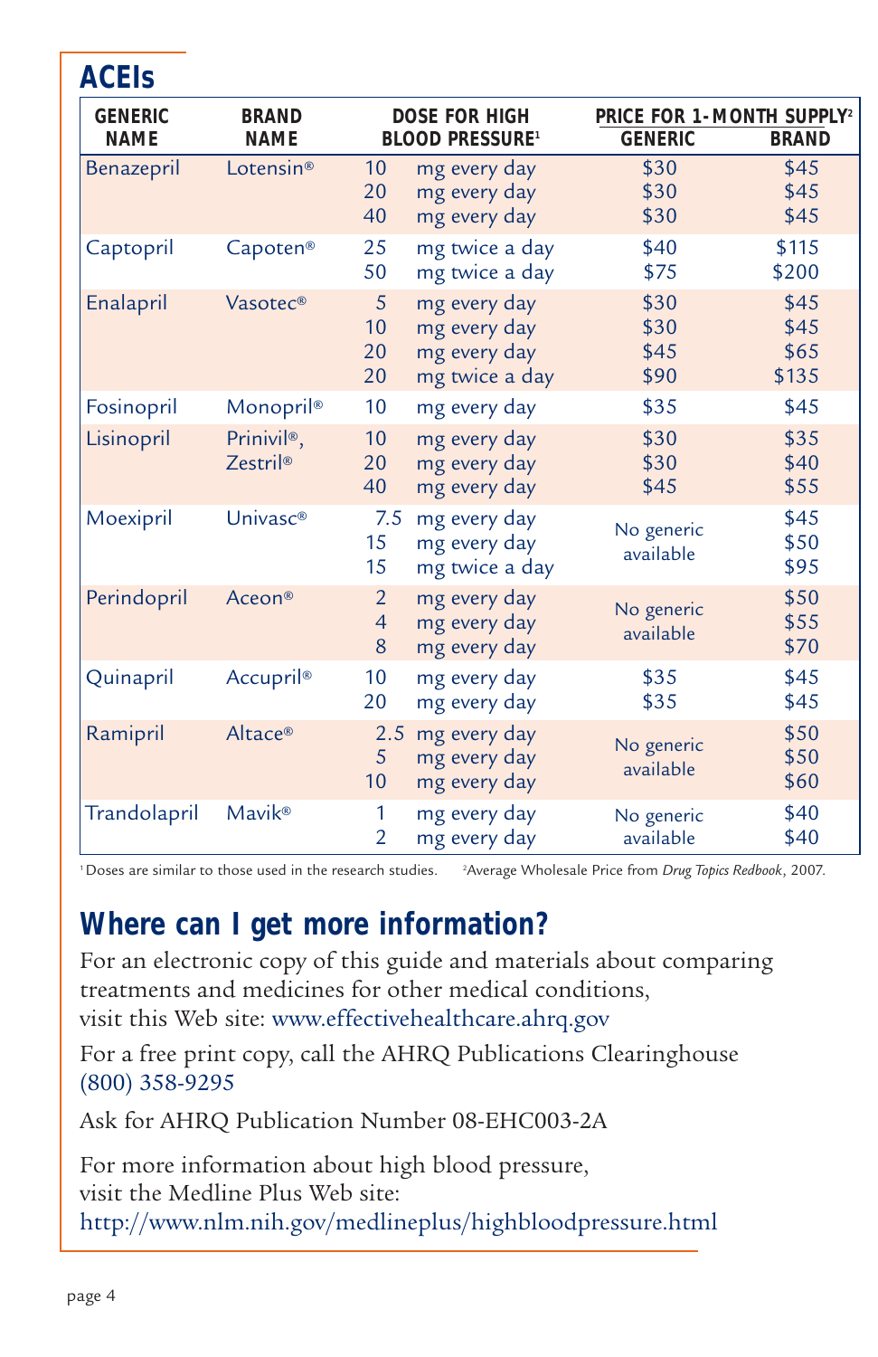## ACEIs

| GENERIC NAME | BRAND NAME | DOSE FOR HIGH BLOOD PRESSURE[1] | PRICE FOR 1-MONTH SUPPLY[2] | |
|---|---|---|---|---|
| | | | GENERIC | BRAND |
| Benazepril | Lotensin® | 10 mg every day | $30 | $45 |
| | | 20 mg every day | $30 | $45 |
| | | 40 mg every day | $30 | $45 |
| Captopril | Capoten® | 25 mg twice a day | $40 | $115 |
| | | 50 mg twice a day | $75 | $200 |
| Enalapril | Vasotec® | 5 mg every day | $30 | $45 |
| | | 10 mg every day | $30 | $45 |
| | | 20 mg every day | $45 | $65 |
| | | 20 mg twice a day | $90 | $135 |
| Fosinopril | Monopril® | 10 mg every day | $35 | $45 |
| Lisinopril | Prinivil®, Zestril® | 10 mg every day | $30 | $35 |
| | | 20 mg every day | $30 | $40 |
| | | 40 mg every day | $45 | $55 |
| Moexipril | Univasc® | 7.5 mg every day | No generic available | $45 |
| | | 15 mg every day | | $50 |
| | | 15 mg twice a day | | $95 |
| Perindopril | Aceon® | 2 mg every day | No generic available | $50 |
| | | 4 mg every day | | $55 |
| | | 8 mg every day | | $70 |
| Quinapril | Accupril® | 10 mg every day | $35 | $45 |
| | | 20 mg every day | $35 | $45 |
| Ramipril | Altace® | 2.5 mg every day | No generic available | $50 |
| | | 5 mg every day | | $50 |
| | | 10 mg every day | | $60 |
| Trandolapril | Mavik® | 1 mg every day | No generic available | $40 |
| | | 2 mg every day | | $40 |

[1] Doses are similar to those used in the research studies. [2] Average Wholesale Price from *Drug Topics Redbook*, 2007.

## Where can I get more information?

For an electronic copy of this guide and materials about comparing treatments and medicines for other medical conditions, visit this Web site: www.effectivehealthcare.ahrq.gov

For a free print copy, call the AHRQ Publications Clearinghouse (800) 358-9295

Ask for AHRQ Publication Number 08-EHC003-2A

For more information about high blood pressure, visit the Medline Plus Web site:
http://www.nlm.nih.gov/medlineplus/highbloodpressure.html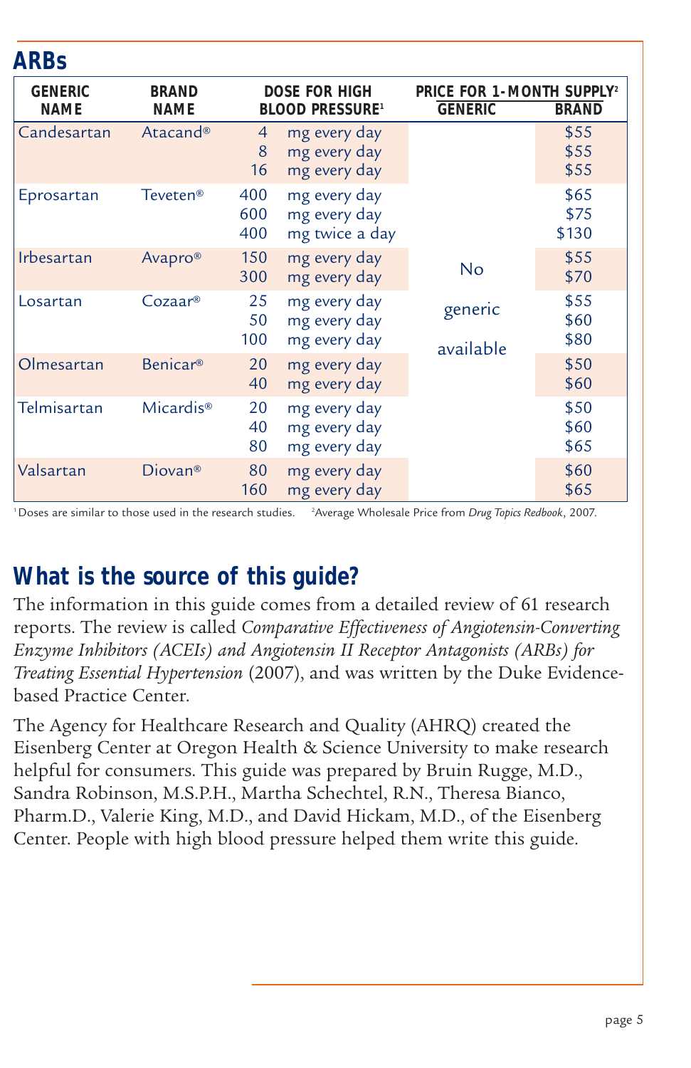## ARBs

| GENERIC NAME | BRAND NAME | DOSE FOR HIGH BLOOD PRESSURE[1] | PRICE FOR 1-MONTH SUPPLY[2] | |
|---|---|---|---|---|
| | | | GENERIC | BRAND |
| Candesartan | Atacand® | 4 mg every day<br>8 mg every day<br>16 mg every day | No generic available | $55<br>$55<br>$55 |
| Eprosartan | Teveten® | 400 mg every day<br>600 mg every day<br>400 mg twice a day | No generic available | $65<br>$75<br>$130 |
| Irbesartan | Avapro® | 150 mg every day<br>300 mg every day | No generic available | $55<br>$70 |
| Losartan | Cozaar® | 25 mg every day<br>50 mg every day<br>100 mg every day | No generic available | $55<br>$60<br>$80 |
| Olmesartan | Benicar® | 20 mg every day<br>40 mg every day | No generic available | $50<br>$60 |
| Telmisartan | Micardis® | 20 mg every day<br>40 mg every day<br>80 mg every day | No generic available | $50<br>$60<br>$65 |
| Valsartan | Diovan® | 80 mg every day<br>160 mg every day | No generic available | $60<br>$65 |

[1] Doses are similar to those used in the research studies. [2] Average Wholesale Price from *Drug Topics Redbook*, 2007.

## What is the source of this guide?

The information in this guide comes from a detailed review of 61 research reports. The review is called *Comparative Effectiveness of Angiotensin-Converting Enzyme Inhibitors (ACEIs) and Angiotensin II Receptor Antagonists (ARBs) for Treating Essential Hypertension* (2007), and was written by the Duke Evidence-based Practice Center.

The Agency for Healthcare Research and Quality (AHRQ) created the Eisenberg Center at Oregon Health & Science University to make research helpful for consumers. This guide was prepared by Bruin Rugge, M.D., Sandra Robinson, M.S.P.H., Martha Schechtel, R.N., Theresa Bianco, Pharm.D., Valerie King, M.D., and David Hickam, M.D., of the Eisenberg Center. People with high blood pressure helped them write this guide.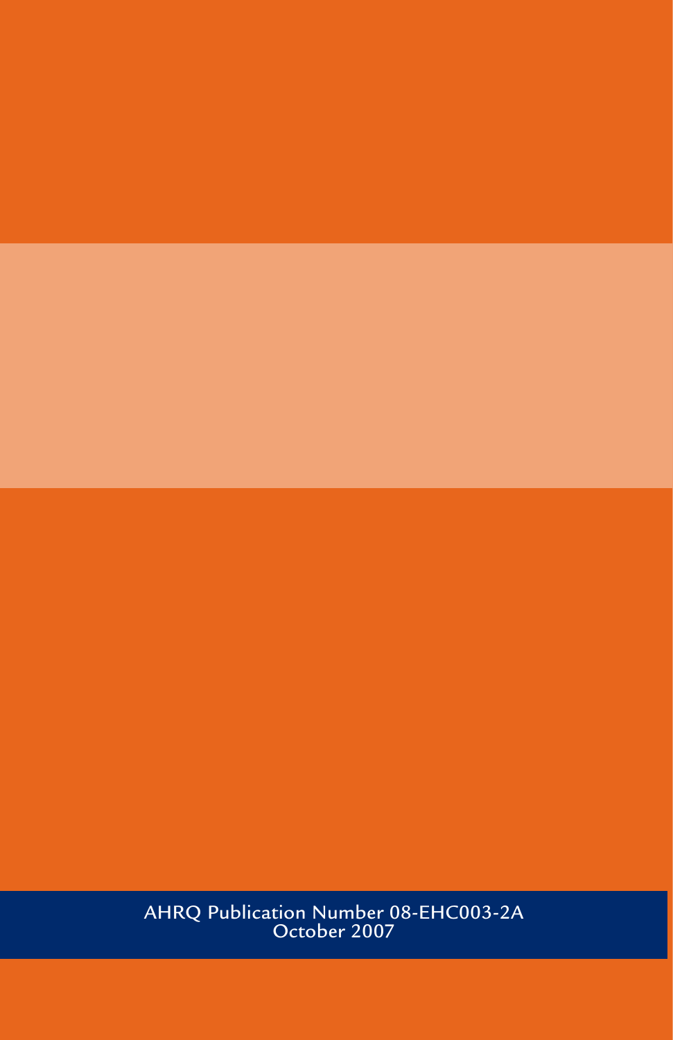AHRQ Publication Number 08-EHC003-2A
October 2007